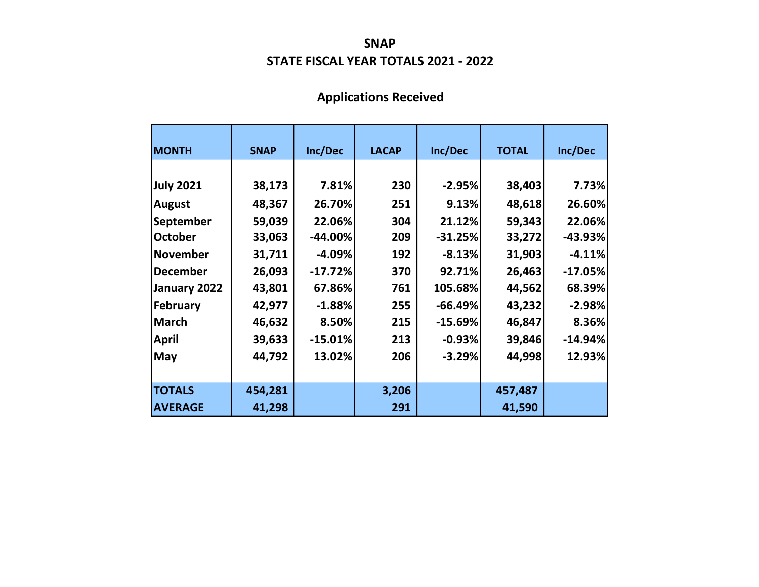# SNAP

## STATE FISCAL YEAR TOTALS 2021 - 2022

### Applications Received

| MONTH | SNAP | Inc/Dec | LACAP | Inc/Dec | TOTAL | Inc/Dec |
|---|---|---|---|---|---|---|
| July 2021 | 38,173 | 7.81% | 230 | -2.95% | 38,403 | 7.73% |
| August | 48,367 | 26.70% | 251 | 9.13% | 48,618 | 26.60% |
| September | 59,039 | 22.06% | 304 | 21.12% | 59,343 | 22.06% |
| October | 33,063 | -44.00% | 209 | -31.25% | 33,272 | -43.93% |
| November | 31,711 | -4.09% | 192 | -8.13% | 31,903 | -4.11% |
| December | 26,093 | -17.72% | 370 | 92.71% | 26,463 | -17.05% |
| January 2022 | 43,801 | 67.86% | 761 | 105.68% | 44,562 | 68.39% |
| February | 42,977 | -1.88% | 255 | -66.49% | 43,232 | -2.98% |
| March | 46,632 | 8.50% | 215 | -15.69% | 46,847 | 8.36% |
| April | 39,633 | -15.01% | 213 | -0.93% | 39,846 | -14.94% |
| May | 44,792 | 13.02% | 206 | -3.29% | 44,998 | 12.93% |
| TOTALS | 454,281 | | 3,206 | | 457,487 | |
| AVERAGE | 41,298 | | 291 | | 41,590 | |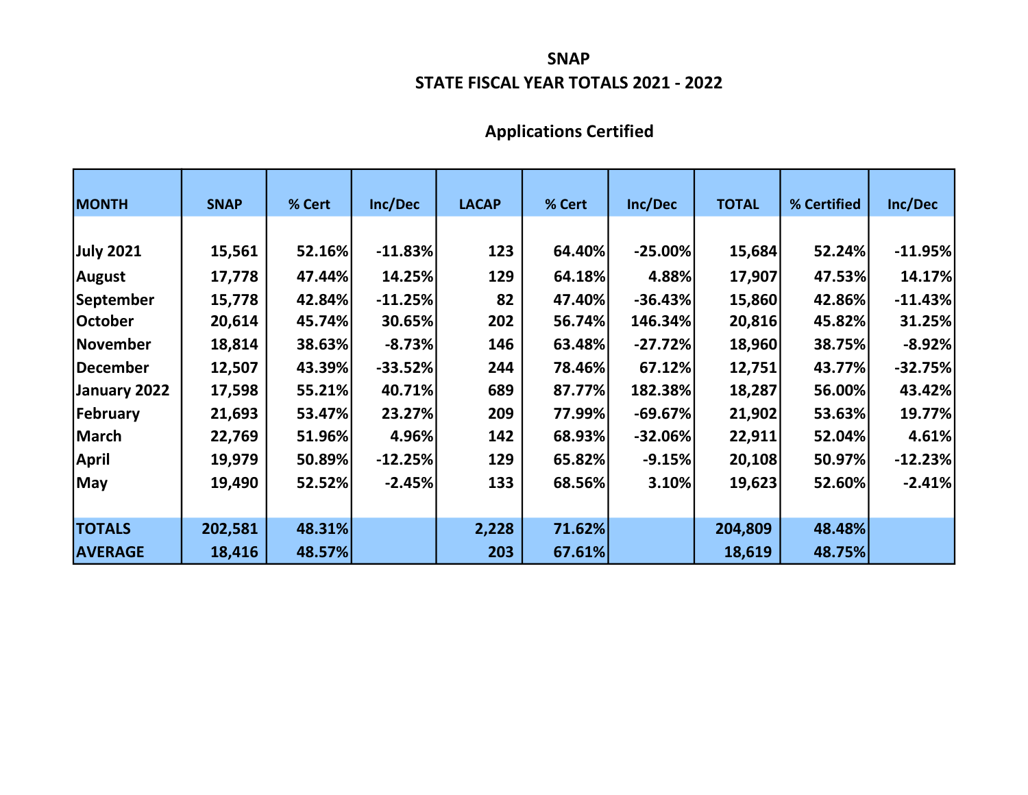# SNAP

## STATE FISCAL YEAR TOTALS 2021 - 2022

### Applications Certified

| MONTH | SNAP | % Cert | Inc/Dec | LACAP | % Cert | Inc/Dec | TOTAL | % Certified | Inc/Dec |
|---|---|---|---|---|---|---|---|---|---|
| July 2021 | 15,561 | 52.16% | -11.83% | 123 | 64.40% | -25.00% | 15,684 | 52.24% | -11.95% |
| August | 17,778 | 47.44% | 14.25% | 129 | 64.18% | 4.88% | 17,907 | 47.53% | 14.17% |
| September | 15,778 | 42.84% | -11.25% | 82 | 47.40% | -36.43% | 15,860 | 42.86% | -11.43% |
| October | 20,614 | 45.74% | 30.65% | 202 | 56.74% | 146.34% | 20,816 | 45.82% | 31.25% |
| November | 18,814 | 38.63% | -8.73% | 146 | 63.48% | -27.72% | 18,960 | 38.75% | -8.92% |
| December | 12,507 | 43.39% | -33.52% | 244 | 78.46% | 67.12% | 12,751 | 43.77% | -32.75% |
| January 2022 | 17,598 | 55.21% | 40.71% | 689 | 87.77% | 182.38% | 18,287 | 56.00% | 43.42% |
| February | 21,693 | 53.47% | 23.27% | 209 | 77.99% | -69.67% | 21,902 | 53.63% | 19.77% |
| March | 22,769 | 51.96% | 4.96% | 142 | 68.93% | -32.06% | 22,911 | 52.04% | 4.61% |
| April | 19,979 | 50.89% | -12.25% | 129 | 65.82% | -9.15% | 20,108 | 50.97% | -12.23% |
| May | 19,490 | 52.52% | -2.45% | 133 | 68.56% | 3.10% | 19,623 | 52.60% | -2.41% |
| **TOTALS** | **202,581** | **48.31%** | | **2,228** | **71.62%** | | **204,809** | **48.48%** | |
| **AVERAGE** | **18,416** | **48.57%** | | **203** | **67.61%** | | **18,619** | **48.75%** | |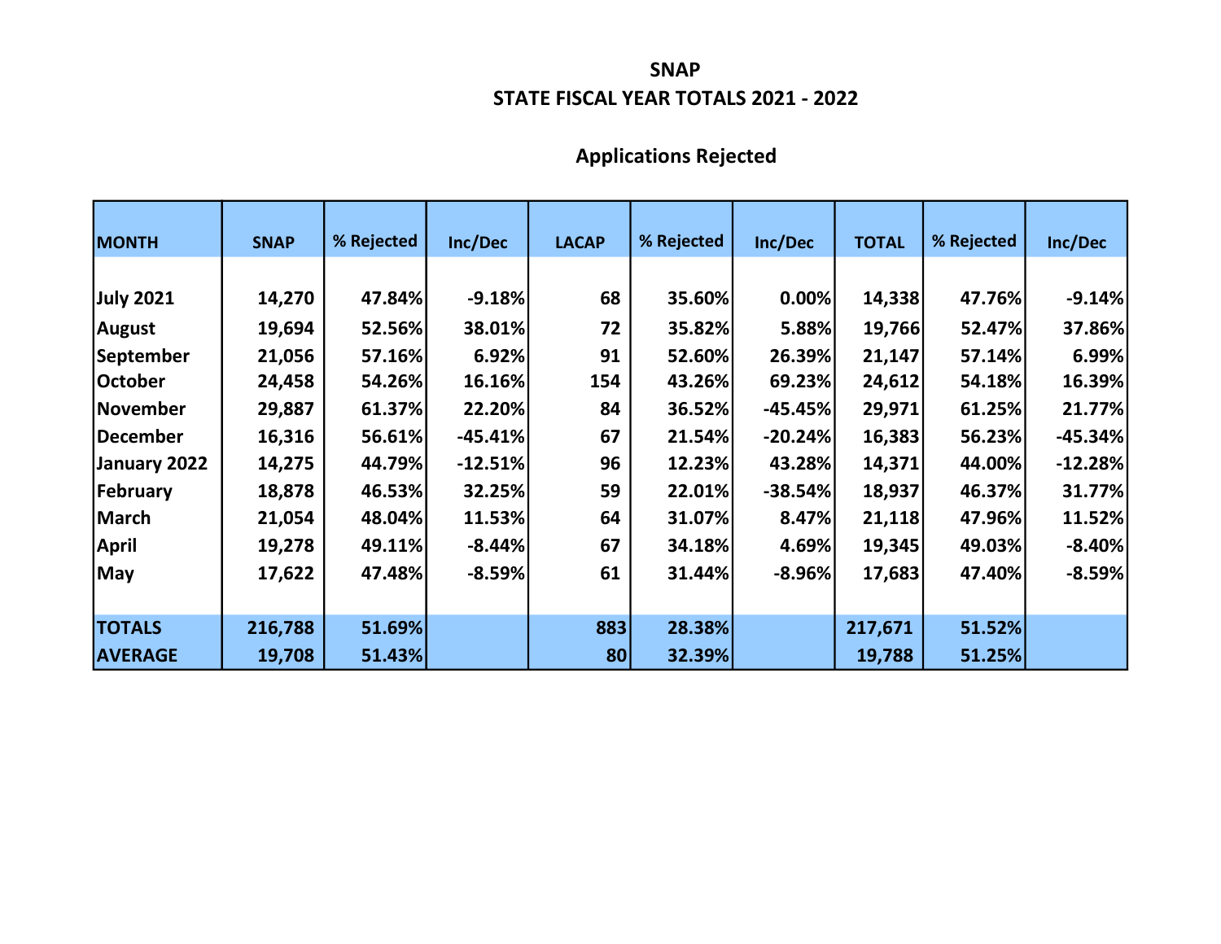# SNAP

## STATE FISCAL YEAR TOTALS 2021 - 2022

### Applications Rejected

| MONTH | SNAP | % Rejected | Inc/Dec | LACAP | % Rejected | Inc/Dec | TOTAL | % Rejected | Inc/Dec |
|---|---|---|---|---|---|---|---|---|---|
| July 2021 | 14,270 | 47.84% | -9.18% | 68 | 35.60% | 0.00% | 14,338 | 47.76% | -9.14% |
| August | 19,694 | 52.56% | 38.01% | 72 | 35.82% | 5.88% | 19,766 | 52.47% | 37.86% |
| September | 21,056 | 57.16% | 6.92% | 91 | 52.60% | 26.39% | 21,147 | 57.14% | 6.99% |
| October | 24,458 | 54.26% | 16.16% | 154 | 43.26% | 69.23% | 24,612 | 54.18% | 16.39% |
| November | 29,887 | 61.37% | 22.20% | 84 | 36.52% | -45.45% | 29,971 | 61.25% | 21.77% |
| December | 16,316 | 56.61% | -45.41% | 67 | 21.54% | -20.24% | 16,383 | 56.23% | -45.34% |
| January 2022 | 14,275 | 44.79% | -12.51% | 96 | 12.23% | 43.28% | 14,371 | 44.00% | -12.28% |
| February | 18,878 | 46.53% | 32.25% | 59 | 22.01% | -38.54% | 18,937 | 46.37% | 31.77% |
| March | 21,054 | 48.04% | 11.53% | 64 | 31.07% | 8.47% | 21,118 | 47.96% | 11.52% |
| April | 19,278 | 49.11% | -8.44% | 67 | 34.18% | 4.69% | 19,345 | 49.03% | -8.40% |
| May | 17,622 | 47.48% | -8.59% | 61 | 31.44% | -8.96% | 17,683 | 47.40% | -8.59% |
| **TOTALS** | **216,788** | **51.69%** | | **883** | **28.38%** | | **217,671** | **51.52%** | |
| **AVERAGE** | **19,708** | **51.43%** | | **80** | **32.39%** | | **19,788** | **51.25%** | |